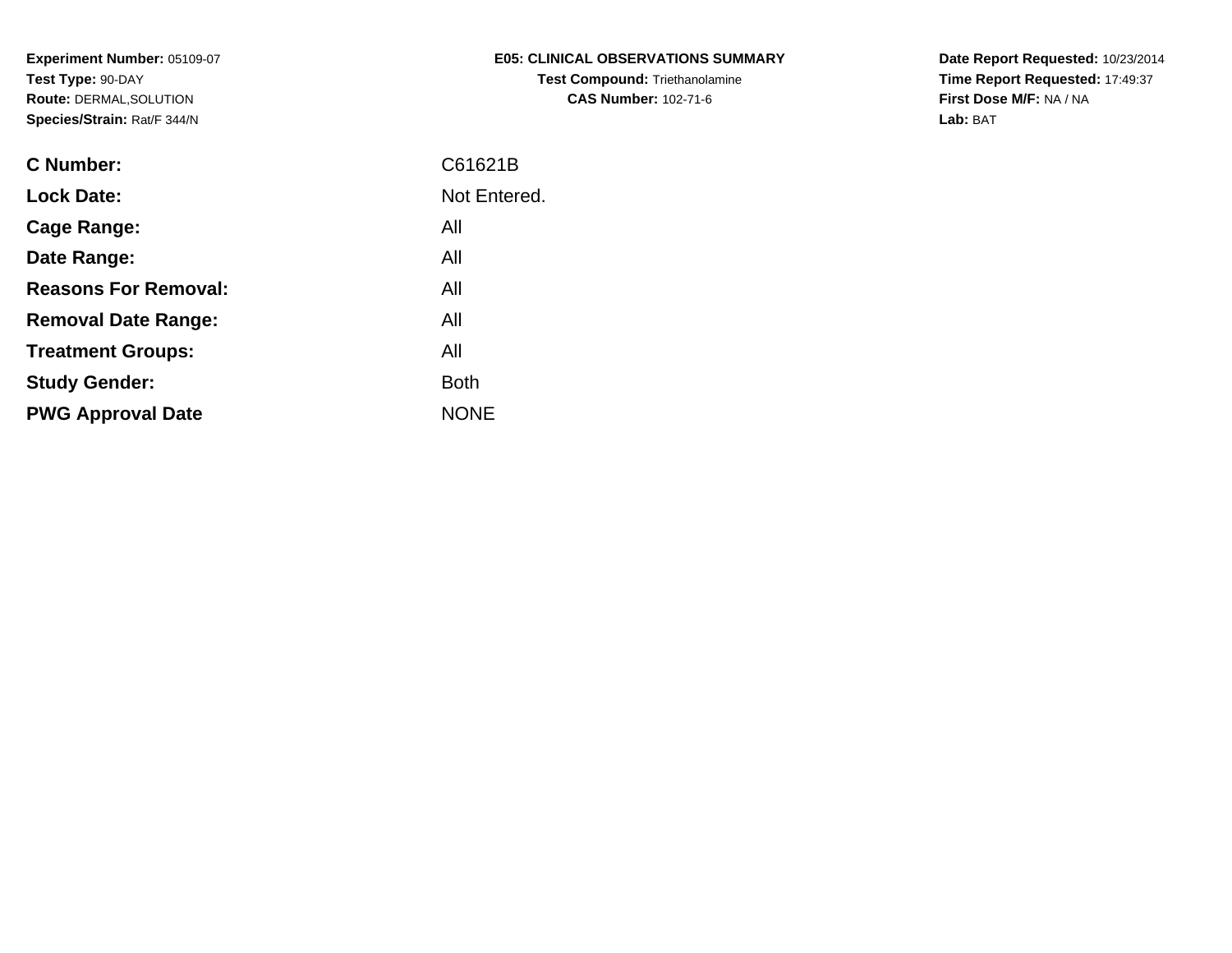**Experiment Number:** 05109-07
**Test Type:** 90-DAY
**Route:** DERMAL,SOLUTION
**Species/Strain:** Rat/F 344/N

# E05: CLINICAL OBSERVATIONS SUMMARY

**Test Compound:** Triethanolamine
**CAS Number:** 102-71-6

**Date Report Requested:** 10/23/2014
**Time Report Requested:** 17:49:37
**First Dose M/F:** NA / NA
**Lab:** BAT

| | |
|---|---|
| **C Number:** | C61621B |
| **Lock Date:** | Not Entered. |
| **Cage Range:** | All |
| **Date Range:** | All |
| **Reasons For Removal:** | All |
| **Removal Date Range:** | All |
| **Treatment Groups:** | All |
| **Study Gender:** | Both |
| **PWG Approval Date** | NONE |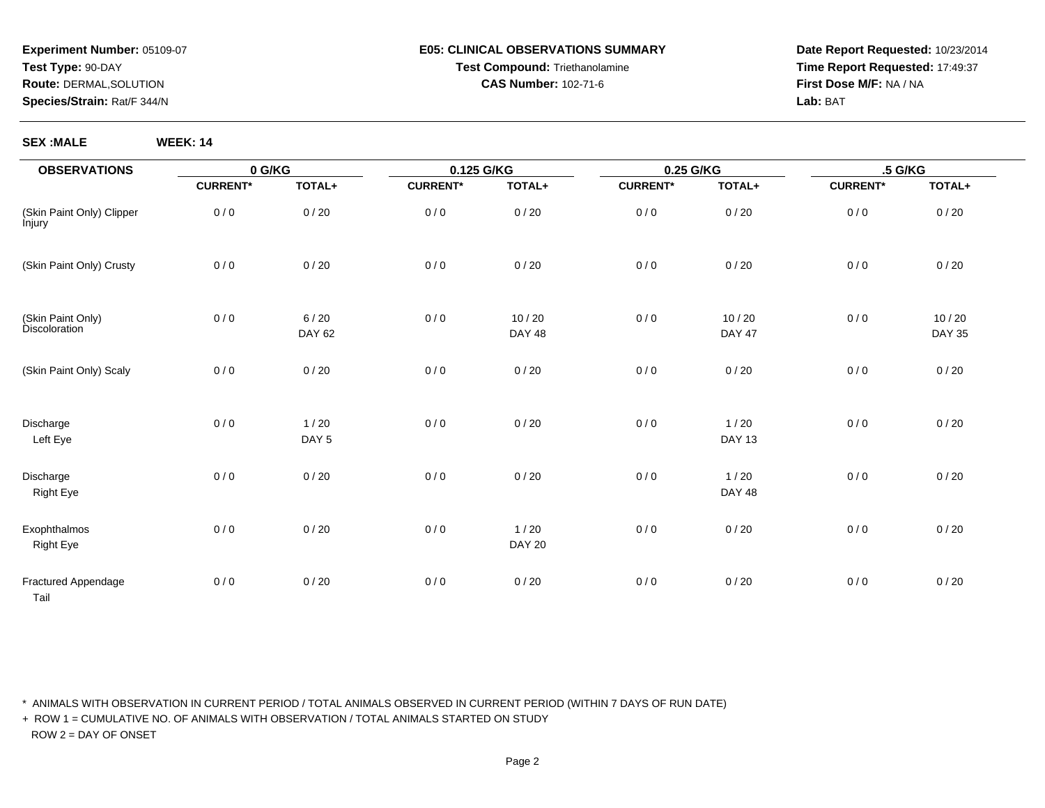**Experiment Number:** 05109-07
**Test Type:** 90-DAY
**Route:** DERMAL,SOLUTION
**Species/Strain:** Rat/F 344/N

**E05: CLINICAL OBSERVATIONS SUMMARY**
**Test Compound:** Triethanolamine
**CAS Number:** 102-71-6

**Date Report Requested:** 10/23/2014
**Time Report Requested:** 17:49:37
**First Dose M/F:** NA / NA
**Lab:** BAT

**SEX :MALE** **WEEK: 14**

| OBSERVATIONS | 0 G/KG | | 0.125 G/KG | | 0.25 G/KG | | .5 G/KG | |
|---|---|---|---|---|---|---|---|---|
| | CURRENT* | TOTAL+ | CURRENT* | TOTAL+ | CURRENT* | TOTAL+ | CURRENT* | TOTAL+ |
| (Skin Paint Only) Clipper Injury | 0 / 0 | 0 / 20 | 0 / 0 | 0 / 20 | 0 / 0 | 0 / 20 | 0 / 0 | 0 / 20 |
| (Skin Paint Only) Crusty | 0 / 0 | 0 / 20 | 0 / 0 | 0 / 20 | 0 / 0 | 0 / 20 | 0 / 0 | 0 / 20 |
| (Skin Paint Only) Discoloration | 0 / 0 | 6 / 20<br>DAY 62 | 0 / 0 | 10 / 20<br>DAY 48 | 0 / 0 | 10 / 20<br>DAY 47 | 0 / 0 | 10 / 20<br>DAY 35 |
| (Skin Paint Only) Scaly | 0 / 0 | 0 / 20 | 0 / 0 | 0 / 20 | 0 / 0 | 0 / 20 | 0 / 0 | 0 / 20 |
| Discharge<br>Left Eye | 0 / 0 | 1 / 20<br>DAY 5 | 0 / 0 | 0 / 20 | 0 / 0 | 1 / 20<br>DAY 13 | 0 / 0 | 0 / 20 |
| Discharge<br>Right Eye | 0 / 0 | 0 / 20 | 0 / 0 | 0 / 20 | 0 / 0 | 1 / 20<br>DAY 48 | 0 / 0 | 0 / 20 |
| Exophthalmos<br>Right Eye | 0 / 0 | 0 / 20 | 0 / 0 | 1 / 20<br>DAY 20 | 0 / 0 | 0 / 20 | 0 / 0 | 0 / 20 |
| Fractured Appendage<br>Tail | 0 / 0 | 0 / 20 | 0 / 0 | 0 / 20 | 0 / 0 | 0 / 20 | 0 / 0 | 0 / 20 |

\* ANIMALS WITH OBSERVATION IN CURRENT PERIOD / TOTAL ANIMALS OBSERVED IN CURRENT PERIOD (WITHIN 7 DAYS OF RUN DATE)
+ ROW 1 = CUMULATIVE NO. OF ANIMALS WITH OBSERVATION / TOTAL ANIMALS STARTED ON STUDY
ROW 2 = DAY OF ONSET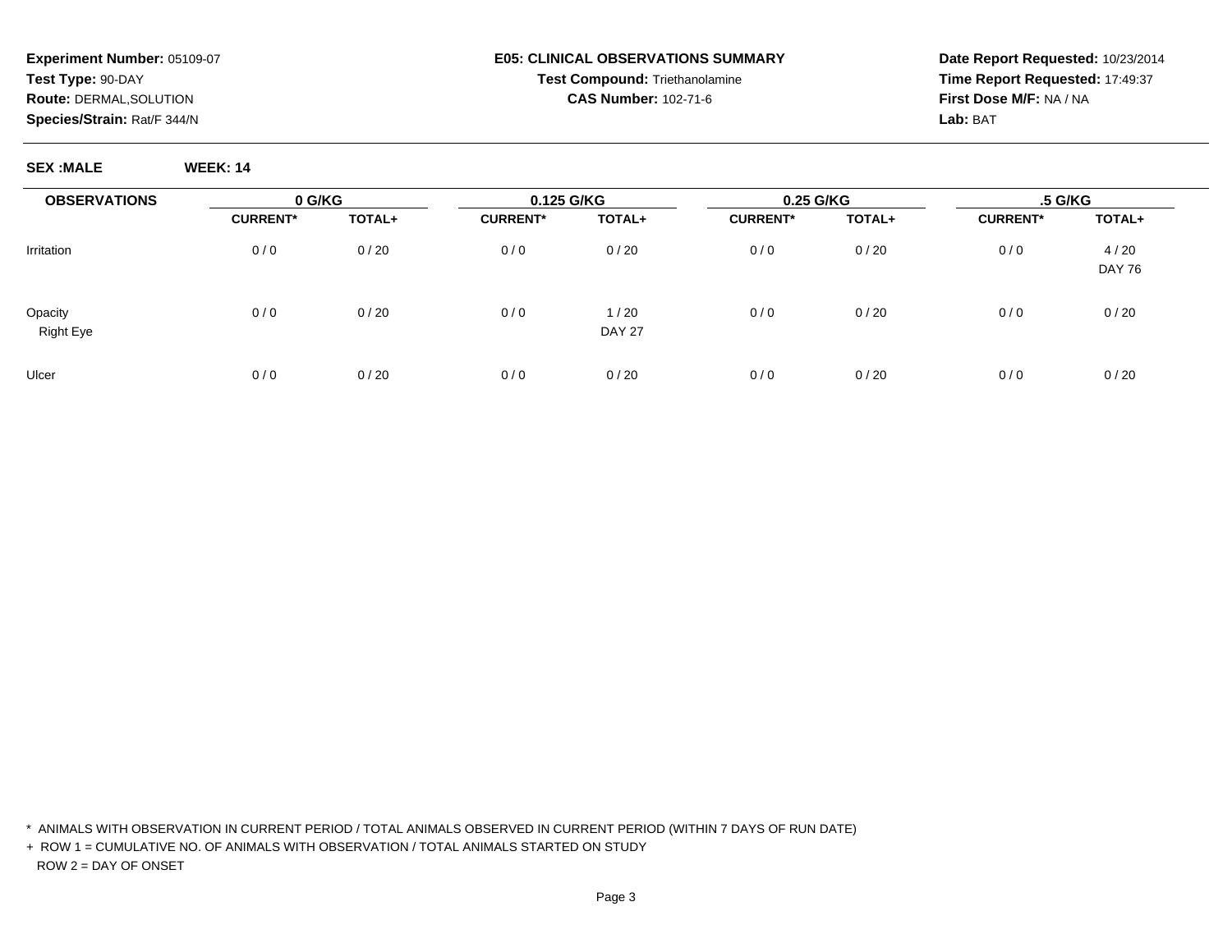**Experiment Number:** 05109-07
**Test Type:** 90-DAY
**Route:** DERMAL,SOLUTION
**Species/Strain:** Rat/F 344/N

**E05: CLINICAL OBSERVATIONS SUMMARY**
**Test Compound:** Triethanolamine
**CAS Number:** 102-71-6

**Date Report Requested:** 10/23/2014
**Time Report Requested:** 17:49:37
**First Dose M/F:** NA / NA
**Lab:** BAT

**SEX :MALE** **WEEK: 14**

| OBSERVATIONS | 0 G/KG | | 0.125 G/KG | | 0.25 G/KG | | .5 G/KG | |
|---|---|---|---|---|---|---|---|---|
| | CURRENT* | TOTAL+ | CURRENT* | TOTAL+ | CURRENT* | TOTAL+ | CURRENT* | TOTAL+ |
| Irritation | 0 / 0 | 0 / 20 | 0 / 0 | 0 / 20 | 0 / 0 | 0 / 20 | 0 / 0 | 4 / 20 |
| | | | | | | | | DAY 76 |
| Opacity | 0 / 0 | 0 / 20 | 0 / 0 | 1 / 20 | 0 / 0 | 0 / 20 | 0 / 0 | 0 / 20 |
| Right Eye | | | | DAY 27 | | | | |
| Ulcer | 0 / 0 | 0 / 20 | 0 / 0 | 0 / 20 | 0 / 0 | 0 / 20 | 0 / 0 | 0 / 20 |

\* ANIMALS WITH OBSERVATION IN CURRENT PERIOD / TOTAL ANIMALS OBSERVED IN CURRENT PERIOD (WITHIN 7 DAYS OF RUN DATE)

+ ROW 1 = CUMULATIVE NO. OF ANIMALS WITH OBSERVATION / TOTAL ANIMALS STARTED ON STUDY

ROW 2 = DAY OF ONSET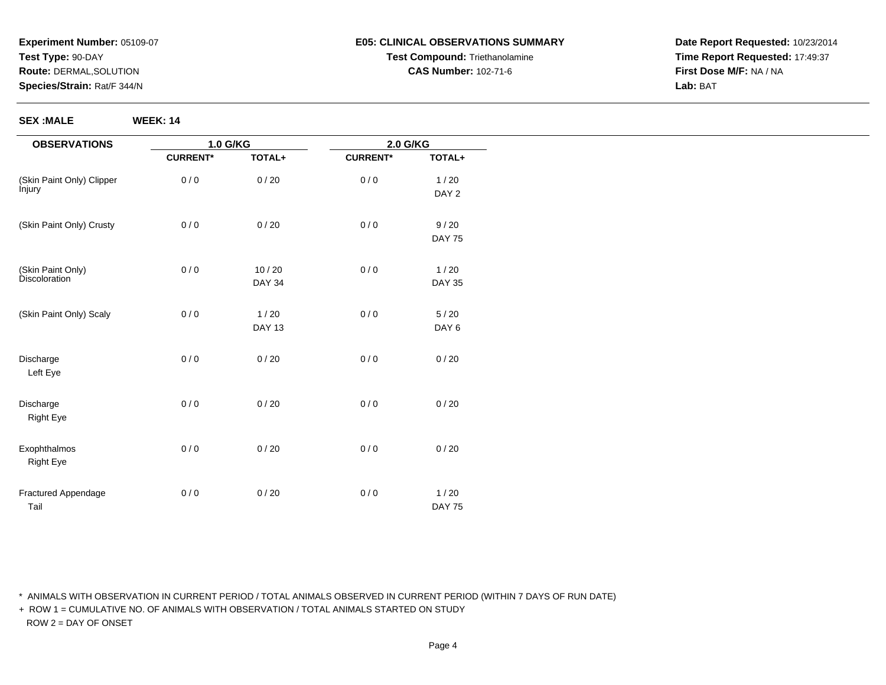**Experiment Number:** 05109-07
**Test Type:** 90-DAY
**Route:** DERMAL,SOLUTION
**Species/Strain:** Rat/F 344/N

**E05: CLINICAL OBSERVATIONS SUMMARY**
**Test Compound:** Triethanolamine
**CAS Number:** 102-71-6

**Date Report Requested:** 10/23/2014
**Time Report Requested:** 17:49:37
**First Dose M/F:** NA / NA
**Lab:** BAT

**SEX :MALE** **WEEK: 14**

| OBSERVATIONS | 1.0 G/KG | | 2.0 G/KG | |
|---|---|---|---|---|
| | CURRENT* | TOTAL+ | CURRENT* | TOTAL+ |
| (Skin Paint Only) Clipper Injury | 0 / 0 | 0 / 20 | 0 / 0 | 1 / 20<br>DAY 2 |
| (Skin Paint Only) Crusty | 0 / 0 | 0 / 20 | 0 / 0 | 9 / 20<br>DAY 75 |
| (Skin Paint Only) Discoloration | 0 / 0 | 10 / 20<br>DAY 34 | 0 / 0 | 1 / 20<br>DAY 35 |
| (Skin Paint Only) Scaly | 0 / 0 | 1 / 20<br>DAY 13 | 0 / 0 | 5 / 20<br>DAY 6 |
| Discharge<br>Left Eye | 0 / 0 | 0 / 20 | 0 / 0 | 0 / 20 |
| Discharge<br>Right Eye | 0 / 0 | 0 / 20 | 0 / 0 | 0 / 20 |
| Exophthalmos<br>Right Eye | 0 / 0 | 0 / 20 | 0 / 0 | 0 / 20 |
| Fractured Appendage<br>Tail | 0 / 0 | 0 / 20 | 0 / 0 | 1 / 20<br>DAY 75 |

\* ANIMALS WITH OBSERVATION IN CURRENT PERIOD / TOTAL ANIMALS OBSERVED IN CURRENT PERIOD (WITHIN 7 DAYS OF RUN DATE)

\+ ROW 1 = CUMULATIVE NO. OF ANIMALS WITH OBSERVATION / TOTAL ANIMALS STARTED ON STUDY

ROW 2 = DAY OF ONSET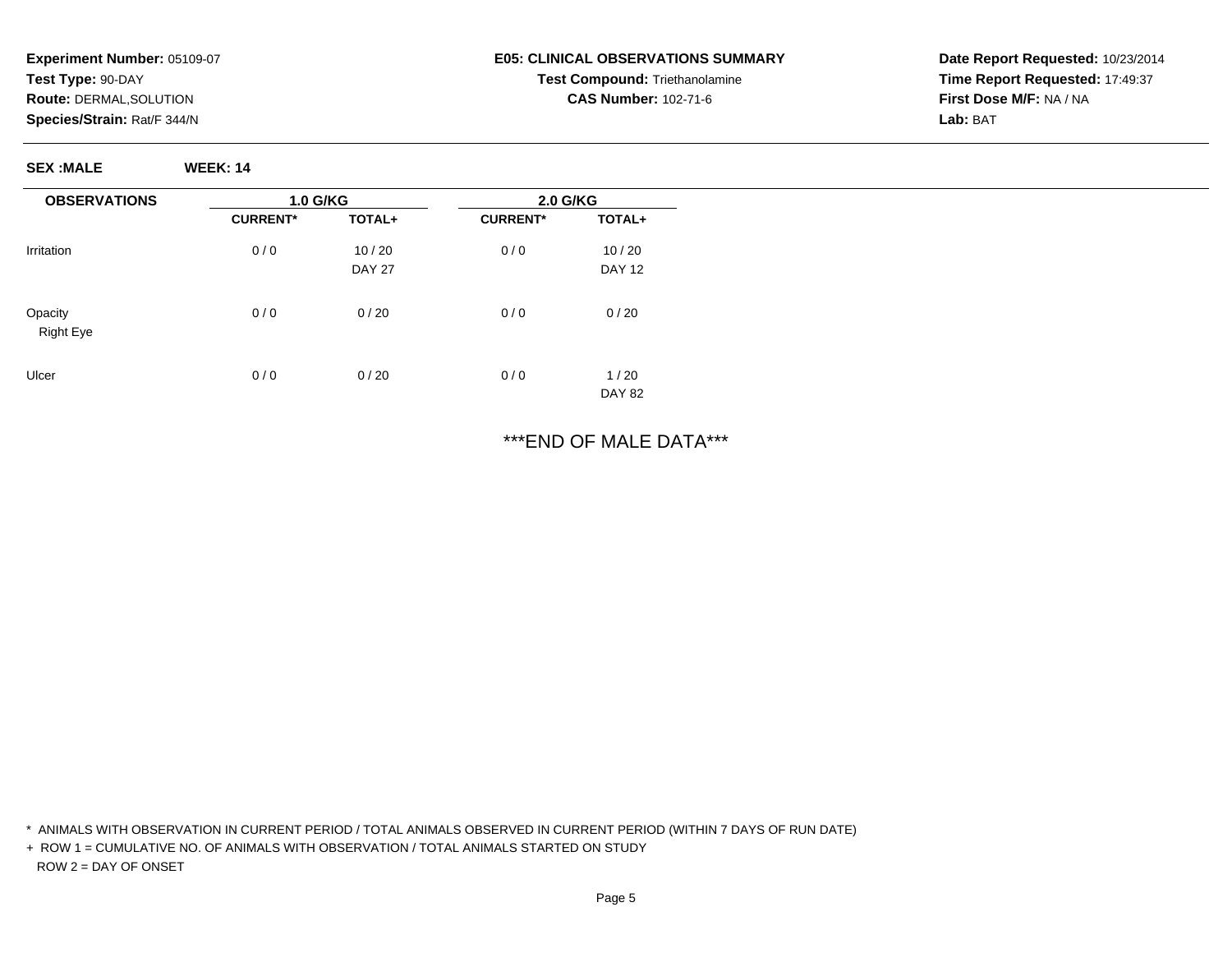**Experiment Number:** 05109-07
**Test Type:** 90-DAY
**Route:** DERMAL,SOLUTION
**Species/Strain:** Rat/F 344/N

**E05: CLINICAL OBSERVATIONS SUMMARY**
**Test Compound:** Triethanolamine
**CAS Number:** 102-71-6

**Date Report Requested:** 10/23/2014
**Time Report Requested:** 17:49:37
**First Dose M/F:** NA / NA
**Lab:** BAT

**SEX :MALE** **WEEK: 14**

| OBSERVATIONS | 1.0 G/KG | | 2.0 G/KG | |
|---|---|---|---|---|
| | CURRENT* | TOTAL+ | CURRENT* | TOTAL+ |
| Irritation | 0 / 0 | 10 / 20<br>DAY 27 | 0 / 0 | 10 / 20<br>DAY 12 |
| Opacity<br>Right Eye | 0 / 0 | 0 / 20 | 0 / 0 | 0 / 20 |
| Ulcer | 0 / 0 | 0 / 20 | 0 / 0 | 1 / 20<br>DAY 82 |

***END OF MALE DATA***

* ANIMALS WITH OBSERVATION IN CURRENT PERIOD / TOTAL ANIMALS OBSERVED IN CURRENT PERIOD (WITHIN 7 DAYS OF RUN DATE)

+ ROW 1 = CUMULATIVE NO. OF ANIMALS WITH OBSERVATION / TOTAL ANIMALS STARTED ON STUDY
ROW 2 = DAY OF ONSET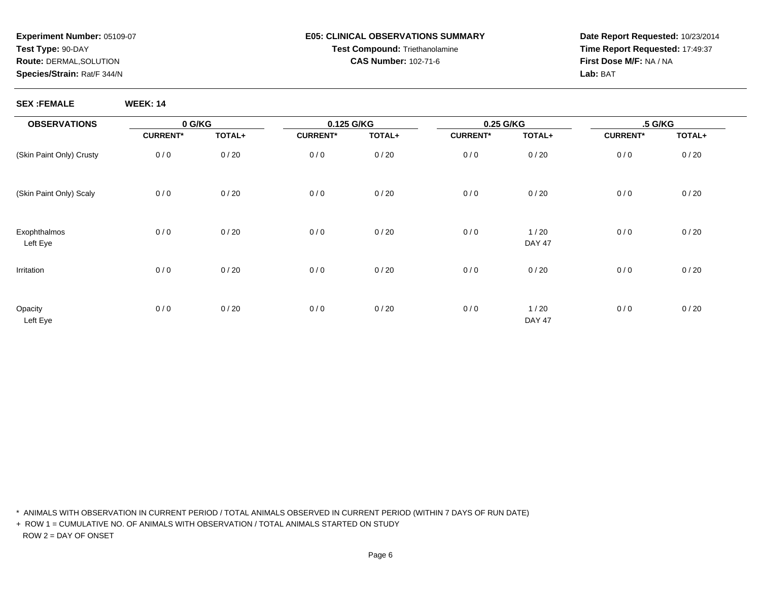**Experiment Number:** 05109-07
**Test Type:** 90-DAY
**Route:** DERMAL,SOLUTION
**Species/Strain:** Rat/F 344/N

## E05: CLINICAL OBSERVATIONS SUMMARY

**Test Compound:** Triethanolamine
**CAS Number:** 102-71-6

**Date Report Requested:** 10/23/2014
**Time Report Requested:** 17:49:37
**First Dose M/F:** NA / NA
**Lab:** BAT

**SEX :FEMALE** **WEEK: 14**

| OBSERVATIONS | 0 G/KG | | 0.125 G/KG | | 0.25 G/KG | | .5 G/KG | |
|---|---|---|---|---|---|---|---|---|
| | CURRENT* | TOTAL+ | CURRENT* | TOTAL+ | CURRENT* | TOTAL+ | CURRENT* | TOTAL+ |
| (Skin Paint Only) Crusty | 0 / 0 | 0 / 20 | 0 / 0 | 0 / 20 | 0 / 0 | 0 / 20 | 0 / 0 | 0 / 20 |
| (Skin Paint Only) Scaly | 0 / 0 | 0 / 20 | 0 / 0 | 0 / 20 | 0 / 0 | 0 / 20 | 0 / 0 | 0 / 20 |
| Exophthalmos | 0 / 0 | 0 / 20 | 0 / 0 | 0 / 20 | 0 / 0 | 1 / 20 | 0 / 0 | 0 / 20 |
| Left Eye | | | | | | DAY 47 | | |
| Irritation | 0 / 0 | 0 / 20 | 0 / 0 | 0 / 20 | 0 / 0 | 0 / 20 | 0 / 0 | 0 / 20 |
| Opacity | 0 / 0 | 0 / 20 | 0 / 0 | 0 / 20 | 0 / 0 | 1 / 20 | 0 / 0 | 0 / 20 |
| Left Eye | | | | | | DAY 47 | | |

\* ANIMALS WITH OBSERVATION IN CURRENT PERIOD / TOTAL ANIMALS OBSERVED IN CURRENT PERIOD (WITHIN 7 DAYS OF RUN DATE)

\+ ROW 1 = CUMULATIVE NO. OF ANIMALS WITH OBSERVATION / TOTAL ANIMALS STARTED ON STUDY
ROW 2 = DAY OF ONSET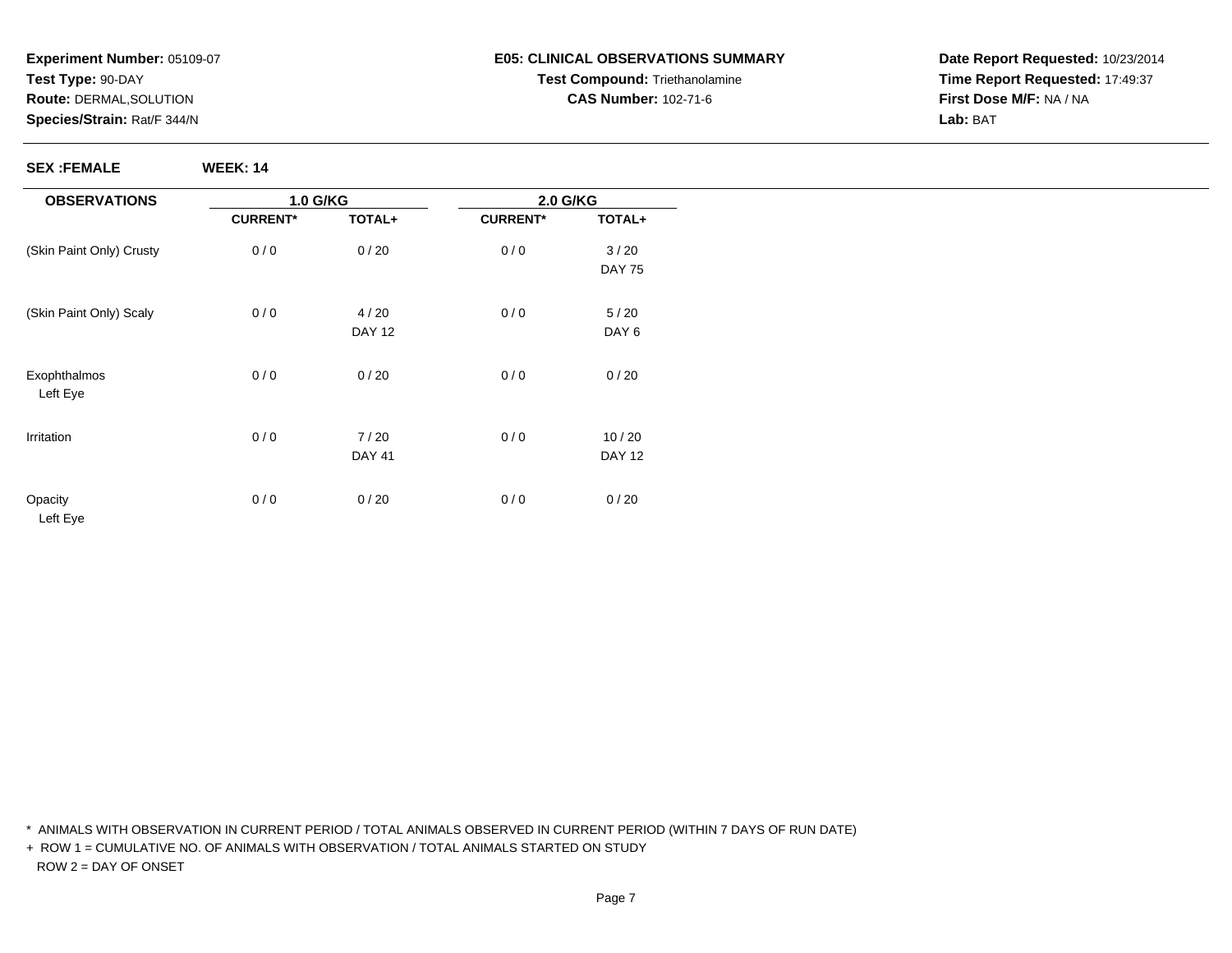**Experiment Number:** 05109-07
**Test Type:** 90-DAY
**Route:** DERMAL,SOLUTION
**Species/Strain:** Rat/F 344/N

**E05: CLINICAL OBSERVATIONS SUMMARY**
**Test Compound:** Triethanolamine
**CAS Number:** 102-71-6

**Date Report Requested:** 10/23/2014
**Time Report Requested:** 17:49:37
**First Dose M/F:** NA / NA
**Lab:** BAT

**SEX :FEMALE** **WEEK: 14**

| OBSERVATIONS | 1.0 G/KG | | 2.0 G/KG | |
|---|---|---|---|---|
| | CURRENT* | TOTAL+ | CURRENT* | TOTAL+ |
| (Skin Paint Only) Crusty | 0 / 0 | 0 / 20 | 0 / 0 | 3 / 20<br>DAY 75 |
| (Skin Paint Only) Scaly | 0 / 0 | 4 / 20<br>DAY 12 | 0 / 0 | 5 / 20<br>DAY 6 |
| Exophthalmos<br>Left Eye | 0 / 0 | 0 / 20 | 0 / 0 | 0 / 20 |
| Irritation | 0 / 0 | 7 / 20<br>DAY 41 | 0 / 0 | 10 / 20<br>DAY 12 |
| Opacity<br>Left Eye | 0 / 0 | 0 / 20 | 0 / 0 | 0 / 20 |

\* ANIMALS WITH OBSERVATION IN CURRENT PERIOD / TOTAL ANIMALS OBSERVED IN CURRENT PERIOD (WITHIN 7 DAYS OF RUN DATE)
+ ROW 1 = CUMULATIVE NO. OF ANIMALS WITH OBSERVATION / TOTAL ANIMALS STARTED ON STUDY
ROW 2 = DAY OF ONSET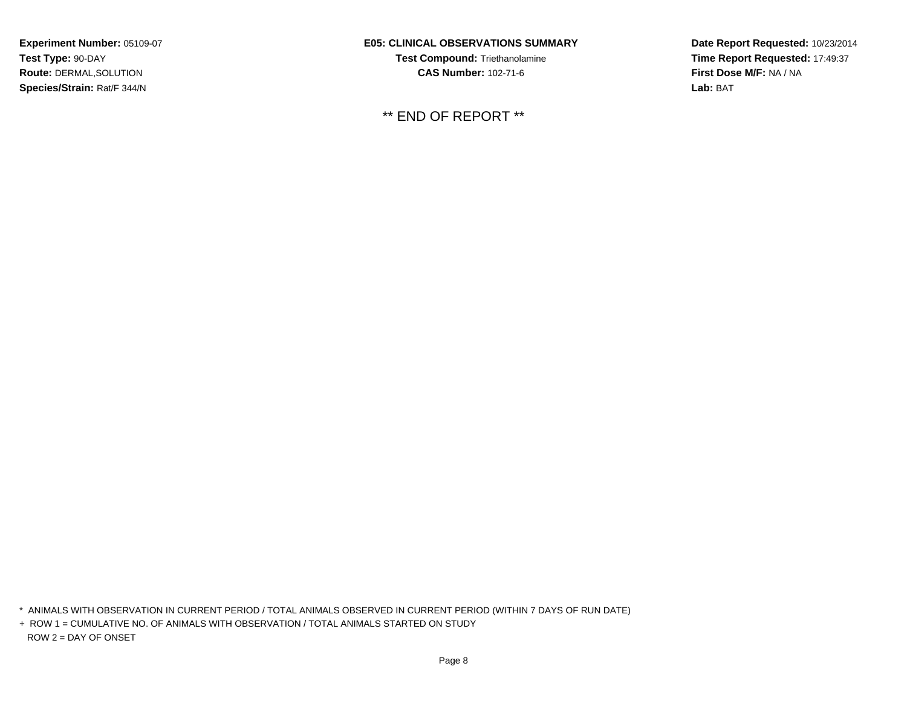**Experiment Number:** 05109-07
**Test Type:** 90-DAY
**Route:** DERMAL,SOLUTION
**Species/Strain:** Rat/F 344/N

**E05: CLINICAL OBSERVATIONS SUMMARY**
**Test Compound:** Triethanolamine
**CAS Number:** 102-71-6

**Date Report Requested:** 10/23/2014
**Time Report Requested:** 17:49:37
**First Dose M/F:** NA / NA
**Lab:** BAT

** END OF REPORT **

* ANIMALS WITH OBSERVATION IN CURRENT PERIOD / TOTAL ANIMALS OBSERVED IN CURRENT PERIOD (WITHIN 7 DAYS OF RUN DATE)
+ ROW 1 = CUMULATIVE NO. OF ANIMALS WITH OBSERVATION / TOTAL ANIMALS STARTED ON STUDY
ROW 2 = DAY OF ONSET